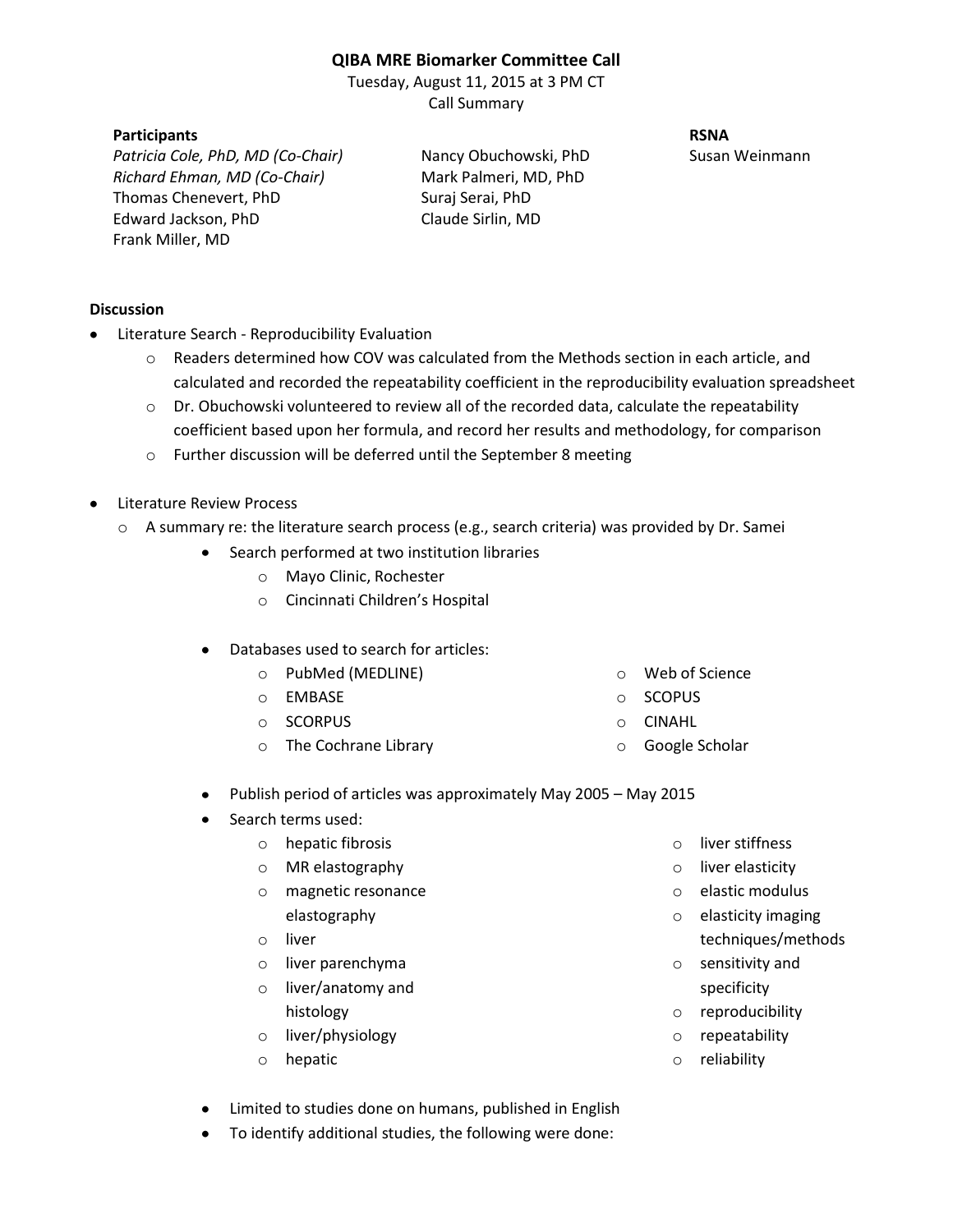# QIBA MRE Biomarker Committee Call

Tuesday, August 11, 2015 at 3 PM CT

Call Summary

**Participants**

*Patricia Cole, PhD, MD (Co-Chair)*
*Richard Ehman, MD (Co-Chair)*
Thomas Chenevert, PhD
Edward Jackson, PhD
Frank Miller, MD
Nancy Obuchowski, PhD
Mark Palmeri, MD, PhD
Suraj Serai, PhD
Claude Sirlin, MD

**RSNA**

Susan Weinmann

**Discussion**

- Literature Search - Reproducibility Evaluation
  - Readers determined how COV was calculated from the Methods section in each article, and calculated and recorded the repeatability coefficient in the reproducibility evaluation spreadsheet
  - Dr. Obuchowski volunteered to review all of the recorded data, calculate the repeatability coefficient based upon her formula, and record her results and methodology, for comparison
  - Further discussion will be deferred until the September 8 meeting

- Literature Review Process
  - A summary re: the literature search process (e.g., search criteria) was provided by Dr. Samei
    - Search performed at two institution libraries
      - Mayo Clinic, Rochester
      - Cincinnati Children's Hospital
    - Databases used to search for articles:
      - PubMed (MEDLINE)
      - EMBASE
      - SCORPUS
      - The Cochrane Library
      - Web of Science
      - SCOPUS
      - CINAHL
      - Google Scholar
    - Publish period of articles was approximately May 2005 – May 2015
    - Search terms used:
      - hepatic fibrosis
      - MR elastography
      - magnetic resonance elastography
      - liver
      - liver parenchyma
      - liver/anatomy and histology
      - liver/physiology
      - hepatic
      - liver stiffness
      - liver elasticity
      - elastic modulus
      - elasticity imaging techniques/methods
      - sensitivity and specificity
      - reproducibility
      - repeatability
      - reliability
    - Limited to studies done on humans, published in English
    - To identify additional studies, the following were done: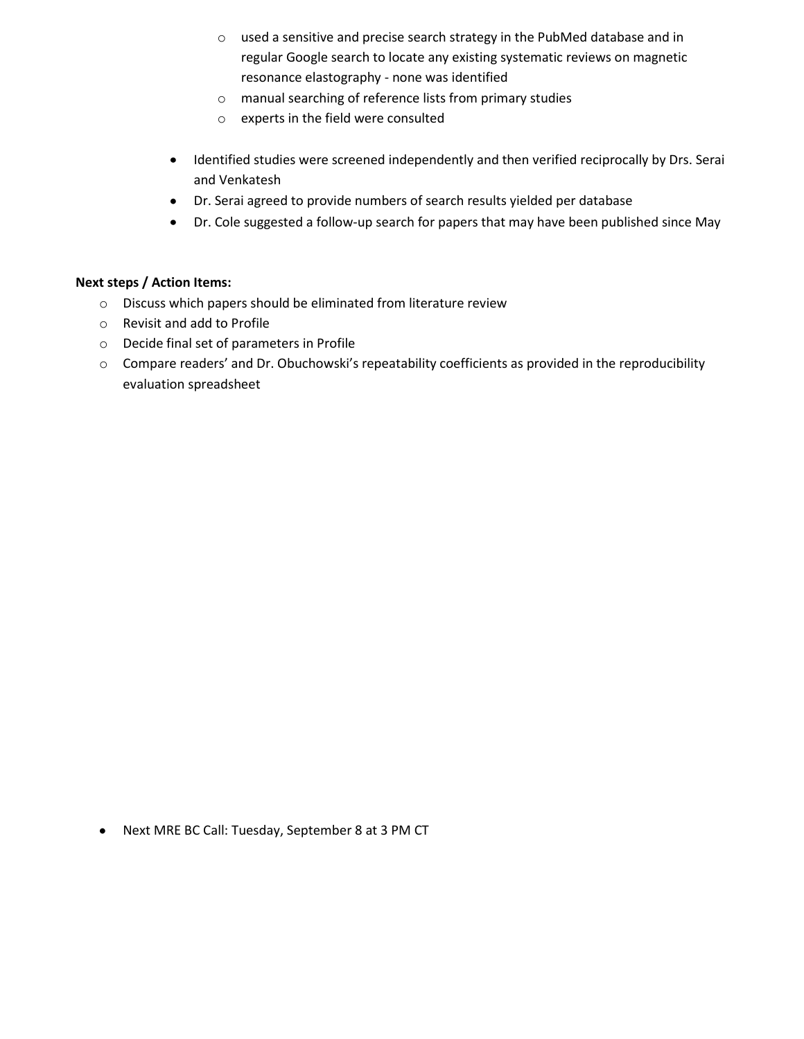- used a sensitive and precise search strategy in the PubMed database and in regular Google search to locate any existing systematic reviews on magnetic resonance elastography - none was identified
  - manual searching of reference lists from primary studies
  - experts in the field were consulted

- Identified studies were screened independently and then verified reciprocally by Drs. Serai and Venkatesh
- Dr. Serai agreed to provide numbers of search results yielded per database
- Dr. Cole suggested a follow-up search for papers that may have been published since May

**Next steps / Action Items:**

- Discuss which papers should be eliminated from literature review
- Revisit and add to Profile
- Decide final set of parameters in Profile
- Compare readers' and Dr. Obuchowski's repeatability coefficients as provided in the reproducibility evaluation spreadsheet

- Next MRE BC Call: Tuesday, September 8 at 3 PM CT